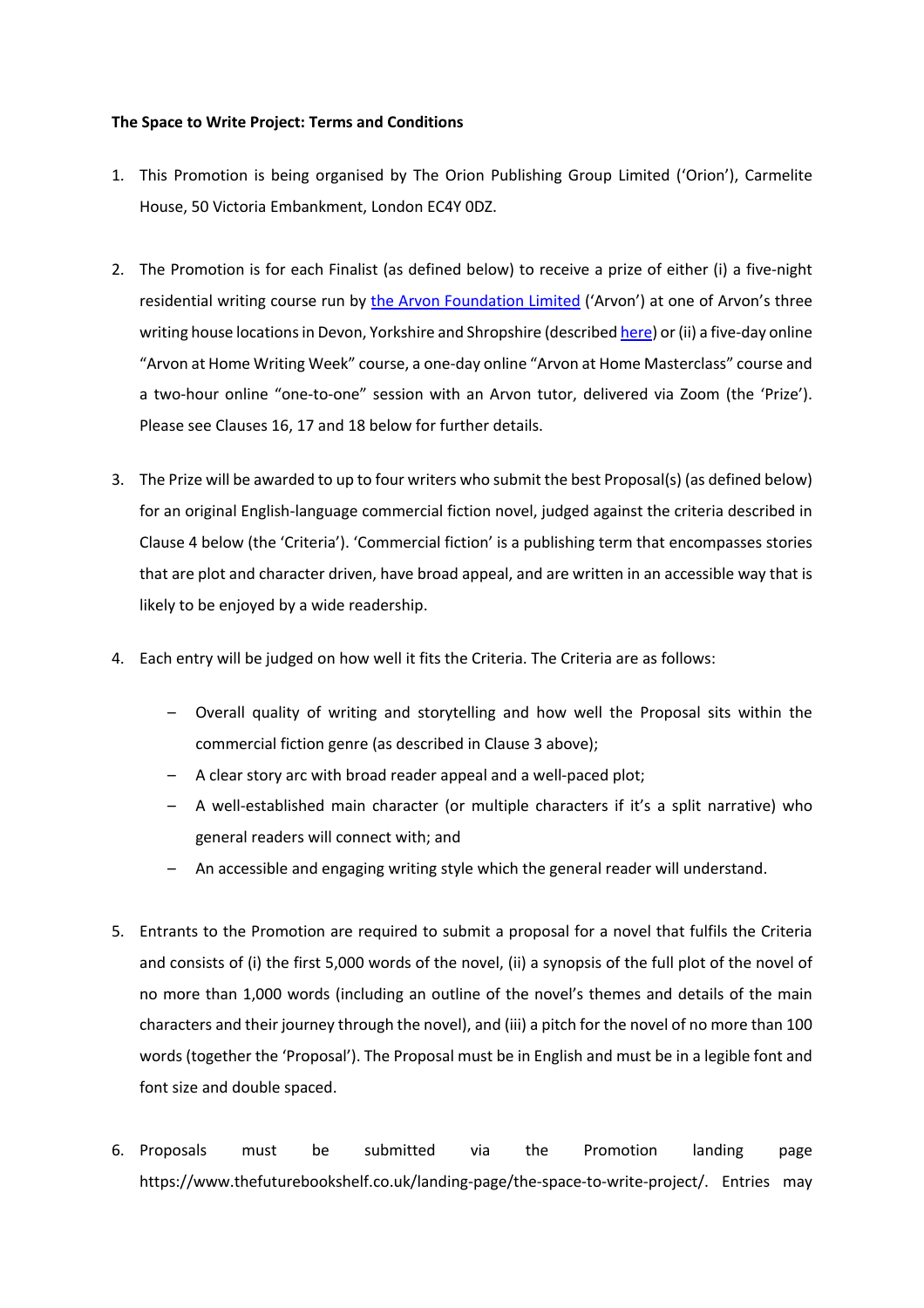**The Space to Write Project: Terms and Conditions**

1. This Promotion is being organised by The Orion Publishing Group Limited ('Orion'), Carmelite House, 50 Victoria Embankment, London EC4Y 0DZ.

2. The Promotion is for each Finalist (as defined below) to receive a prize of either (i) a five-night residential writing course run by the Arvon Foundation Limited ('Arvon') at one of Arvon's three writing house locations in Devon, Yorkshire and Shropshire (described here) or (ii) a five-day online "Arvon at Home Writing Week" course, a one-day online "Arvon at Home Masterclass" course and a two-hour online "one-to-one" session with an Arvon tutor, delivered via Zoom (the 'Prize'). Please see Clauses 16, 17 and 18 below for further details.

3. The Prize will be awarded to up to four writers who submit the best Proposal(s) (as defined below) for an original English-language commercial fiction novel, judged against the criteria described in Clause 4 below (the 'Criteria'). 'Commercial fiction' is a publishing term that encompasses stories that are plot and character driven, have broad appeal, and are written in an accessible way that is likely to be enjoyed by a wide readership.

4. Each entry will be judged on how well it fits the Criteria. The Criteria are as follows:

   – Overall quality of writing and storytelling and how well the Proposal sits within the commercial fiction genre (as described in Clause 3 above);
   – A clear story arc with broad reader appeal and a well-paced plot;
   – A well-established main character (or multiple characters if it's a split narrative) who general readers will connect with; and
   – An accessible and engaging writing style which the general reader will understand.

5. Entrants to the Promotion are required to submit a proposal for a novel that fulfils the Criteria and consists of (i) the first 5,000 words of the novel, (ii) a synopsis of the full plot of the novel of no more than 1,000 words (including an outline of the novel's themes and details of the main characters and their journey through the novel), and (iii) a pitch for the novel of no more than 100 words (together the 'Proposal'). The Proposal must be in English and must be in a legible font and font size and double spaced.

6. Proposals must be submitted via the Promotion landing page https://www.thefuturebookshelf.co.uk/landing-page/the-space-to-write-project/. Entries may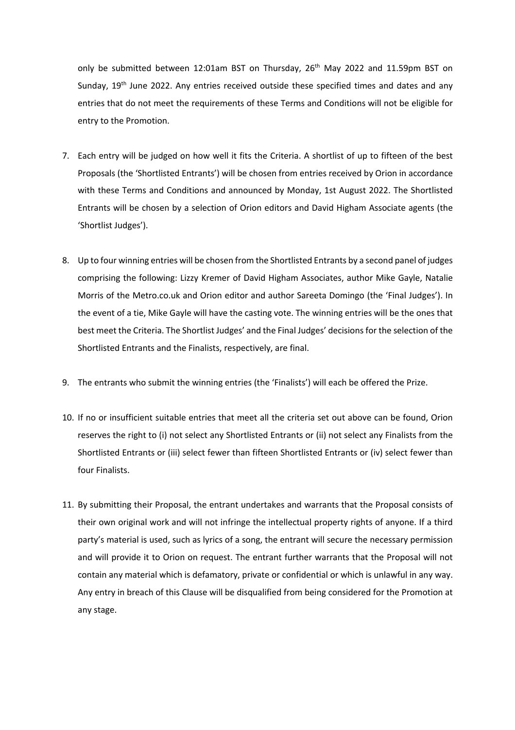only be submitted between 12:01am BST on Thursday, 26th May 2022 and 11.59pm BST on Sunday, 19th June 2022. Any entries received outside these specified times and dates and any entries that do not meet the requirements of these Terms and Conditions will not be eligible for entry to the Promotion.

7. Each entry will be judged on how well it fits the Criteria. A shortlist of up to fifteen of the best Proposals (the 'Shortlisted Entrants') will be chosen from entries received by Orion in accordance with these Terms and Conditions and announced by Monday, 1st August 2022. The Shortlisted Entrants will be chosen by a selection of Orion editors and David Higham Associate agents (the 'Shortlist Judges').

8. Up to four winning entries will be chosen from the Shortlisted Entrants by a second panel of judges comprising the following: Lizzy Kremer of David Higham Associates, author Mike Gayle, Natalie Morris of the Metro.co.uk and Orion editor and author Sareeta Domingo (the 'Final Judges'). In the event of a tie, Mike Gayle will have the casting vote. The winning entries will be the ones that best meet the Criteria. The Shortlist Judges' and the Final Judges' decisions for the selection of the Shortlisted Entrants and the Finalists, respectively, are final.

9. The entrants who submit the winning entries (the 'Finalists') will each be offered the Prize.

10. If no or insufficient suitable entries that meet all the criteria set out above can be found, Orion reserves the right to (i) not select any Shortlisted Entrants or (ii) not select any Finalists from the Shortlisted Entrants or (iii) select fewer than fifteen Shortlisted Entrants or (iv) select fewer than four Finalists.

11. By submitting their Proposal, the entrant undertakes and warrants that the Proposal consists of their own original work and will not infringe the intellectual property rights of anyone. If a third party's material is used, such as lyrics of a song, the entrant will secure the necessary permission and will provide it to Orion on request. The entrant further warrants that the Proposal will not contain any material which is defamatory, private or confidential or which is unlawful in any way. Any entry in breach of this Clause will be disqualified from being considered for the Promotion at any stage.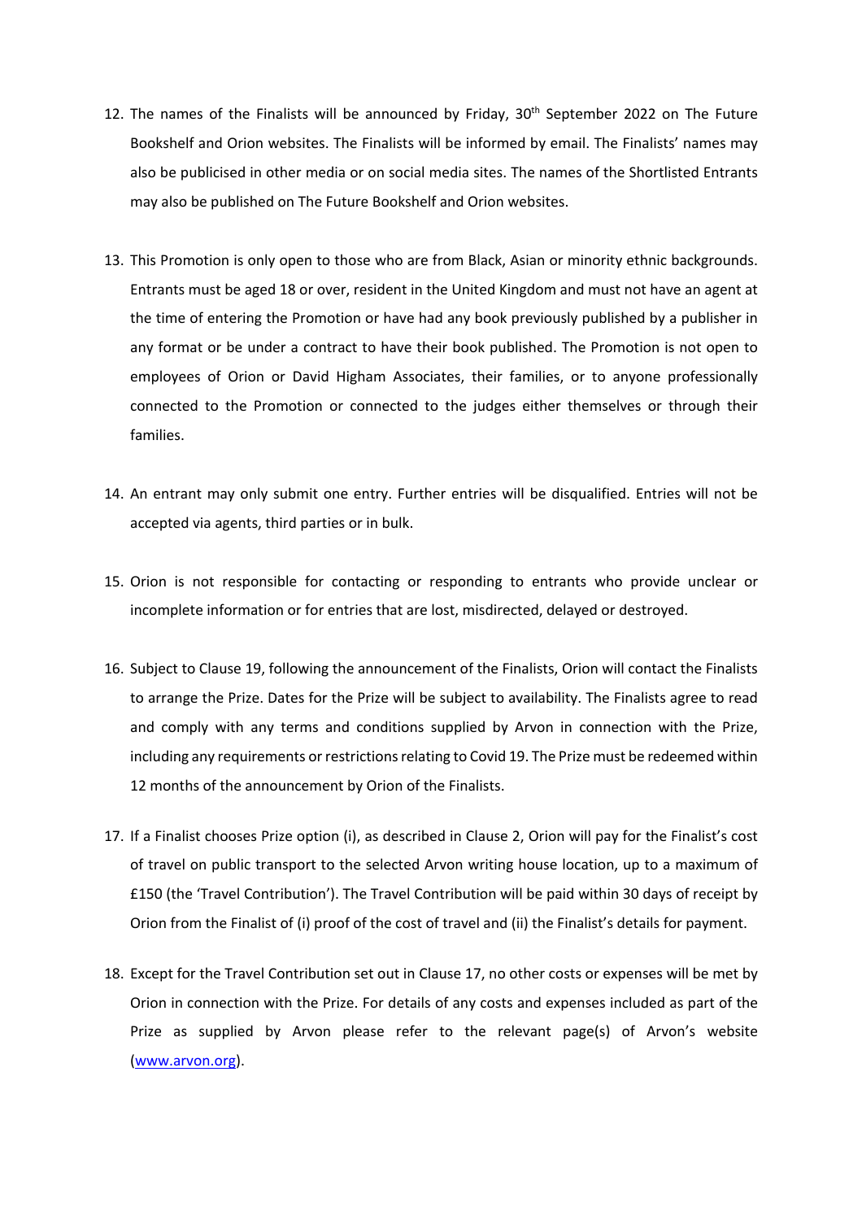12. The names of the Finalists will be announced by Friday, 30th September 2022 on The Future Bookshelf and Orion websites. The Finalists will be informed by email. The Finalists' names may also be publicised in other media or on social media sites. The names of the Shortlisted Entrants may also be published on The Future Bookshelf and Orion websites.

13. This Promotion is only open to those who are from Black, Asian or minority ethnic backgrounds. Entrants must be aged 18 or over, resident in the United Kingdom and must not have an agent at the time of entering the Promotion or have had any book previously published by a publisher in any format or be under a contract to have their book published. The Promotion is not open to employees of Orion or David Higham Associates, their families, or to anyone professionally connected to the Promotion or connected to the judges either themselves or through their families.

14. An entrant may only submit one entry. Further entries will be disqualified. Entries will not be accepted via agents, third parties or in bulk.

15. Orion is not responsible for contacting or responding to entrants who provide unclear or incomplete information or for entries that are lost, misdirected, delayed or destroyed.

16. Subject to Clause 19, following the announcement of the Finalists, Orion will contact the Finalists to arrange the Prize. Dates for the Prize will be subject to availability. The Finalists agree to read and comply with any terms and conditions supplied by Arvon in connection with the Prize, including any requirements or restrictions relating to Covid 19. The Prize must be redeemed within 12 months of the announcement by Orion of the Finalists.

17. If a Finalist chooses Prize option (i), as described in Clause 2, Orion will pay for the Finalist's cost of travel on public transport to the selected Arvon writing house location, up to a maximum of £150 (the 'Travel Contribution'). The Travel Contribution will be paid within 30 days of receipt by Orion from the Finalist of (i) proof of the cost of travel and (ii) the Finalist's details for payment.

18. Except for the Travel Contribution set out in Clause 17, no other costs or expenses will be met by Orion in connection with the Prize. For details of any costs and expenses included as part of the Prize as supplied by Arvon please refer to the relevant page(s) of Arvon's website (www.arvon.org).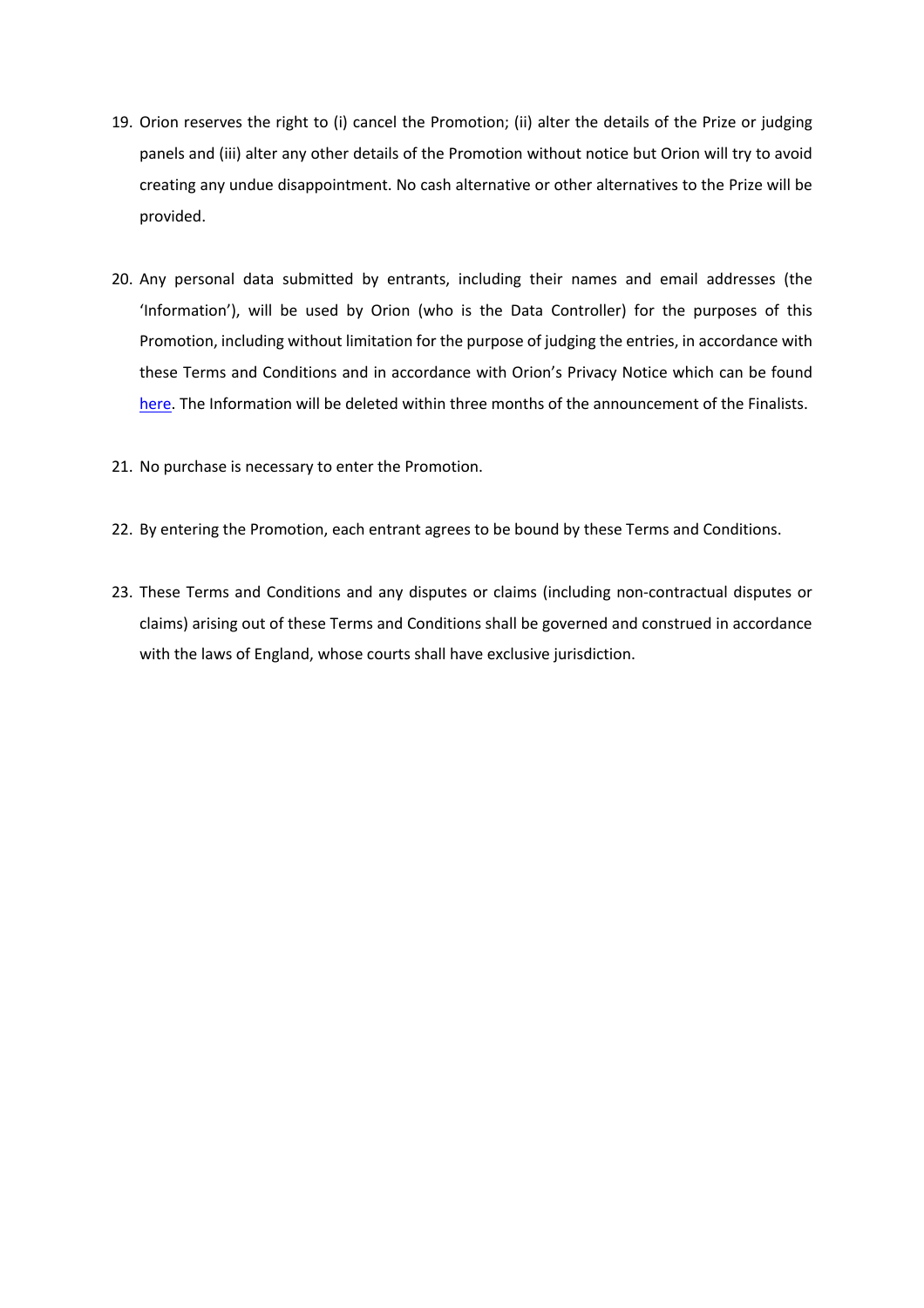19. Orion reserves the right to (i) cancel the Promotion; (ii) alter the details of the Prize or judging panels and (iii) alter any other details of the Promotion without notice but Orion will try to avoid creating any undue disappointment. No cash alternative or other alternatives to the Prize will be provided.

20. Any personal data submitted by entrants, including their names and email addresses (the 'Information'), will be used by Orion (who is the Data Controller) for the purposes of this Promotion, including without limitation for the purpose of judging the entries, in accordance with these Terms and Conditions and in accordance with Orion's Privacy Notice which can be found here. The Information will be deleted within three months of the announcement of the Finalists.

21. No purchase is necessary to enter the Promotion.

22. By entering the Promotion, each entrant agrees to be bound by these Terms and Conditions.

23. These Terms and Conditions and any disputes or claims (including non-contractual disputes or claims) arising out of these Terms and Conditions shall be governed and construed in accordance with the laws of England, whose courts shall have exclusive jurisdiction.